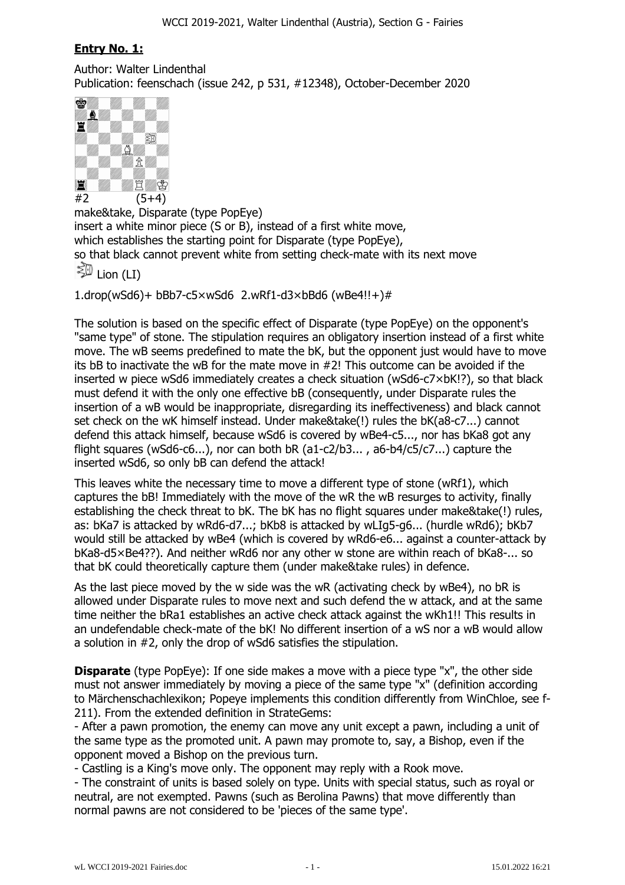## **Entry No. 1:**

Author: Walter Lindenthal
Publication: feenschach (issue 242, p 531, #12348), October-December 2020

#2 (5+4)

make&take, Disparate (type PopEye)
insert a white minor piece (S or B), instead of a first white move,
which establishes the starting point for Disparate (type PopEye),
so that black cannot prevent white from setting check-mate with its next move
Lion (LI)

1.drop(wSd6)+ bBb7-c5×wSd6 2.wRf1-d3×bBd6 (wBe4!!+)#

The solution is based on the specific effect of Disparate (type PopEye) on the opponent's "same type" of stone. The stipulation requires an obligatory insertion instead of a first white move. The wB seems predefined to mate the bK, but the opponent just would have to move its bB to inactivate the wB for the mate move in #2! This outcome can be avoided if the inserted w piece wSd6 immediately creates a check situation (wSd6-c7×bK!?), so that black must defend it with the only one effective bB (consequently, under Disparate rules the insertion of a wB would be inappropriate, disregarding its ineffectiveness) and black cannot set check on the wK himself instead. Under make&take(!) rules the bK(a8-c7...) cannot defend this attack himself, because wSd6 is covered by wBe4-c5..., nor has bKa8 got any flight squares (wSd6-c6...), nor can both bR (a1-c2/b3... , a6-b4/c5/c7...) capture the inserted wSd6, so only bB can defend the attack!

This leaves white the necessary time to move a different type of stone (wRf1), which captures the bB! Immediately with the move of the wR the wB resurges to activity, finally establishing the check threat to bK. The bK has no flight squares under make&take(!) rules, as: bKa7 is attacked by wRd6-d7...; bKb8 is attacked by wLIg5-g6... (hurdle wRd6); bKb7 would still be attacked by wBe4 (which is covered by wRd6-e6... against a counter-attack by bKa8-d5×Be4??). And neither wRd6 nor any other w stone are within reach of bKa8-... so that bK could theoretically capture them (under make&take rules) in defence.

As the last piece moved by the w side was the wR (activating check by wBe4), no bR is allowed under Disparate rules to move next and such defend the w attack, and at the same time neither the bRa1 establishes an active check attack against the wKh1!! This results in an undefendable check-mate of the bK! No different insertion of a wS nor a wB would allow a solution in #2, only the drop of wSd6 satisfies the stipulation.

**Disparate** (type PopEye): If one side makes a move with a piece type "x", the other side must not answer immediately by moving a piece of the same type "x" (definition according to Märchenschachlexikon; Popeye implements this condition differently from WinChloe, see f-211). From the extended definition in StrateGems:

- After a pawn promotion, the enemy can move any unit except a pawn, including a unit of the same type as the promoted unit. A pawn may promote to, say, a Bishop, even if the opponent moved a Bishop on the previous turn.
- Castling is a King's move only. The opponent may reply with a Rook move.
- The constraint of units is based solely on type. Units with special status, such as royal or neutral, are not exempted. Pawns (such as Berolina Pawns) that move differently than normal pawns are not considered to be 'pieces of the same type'.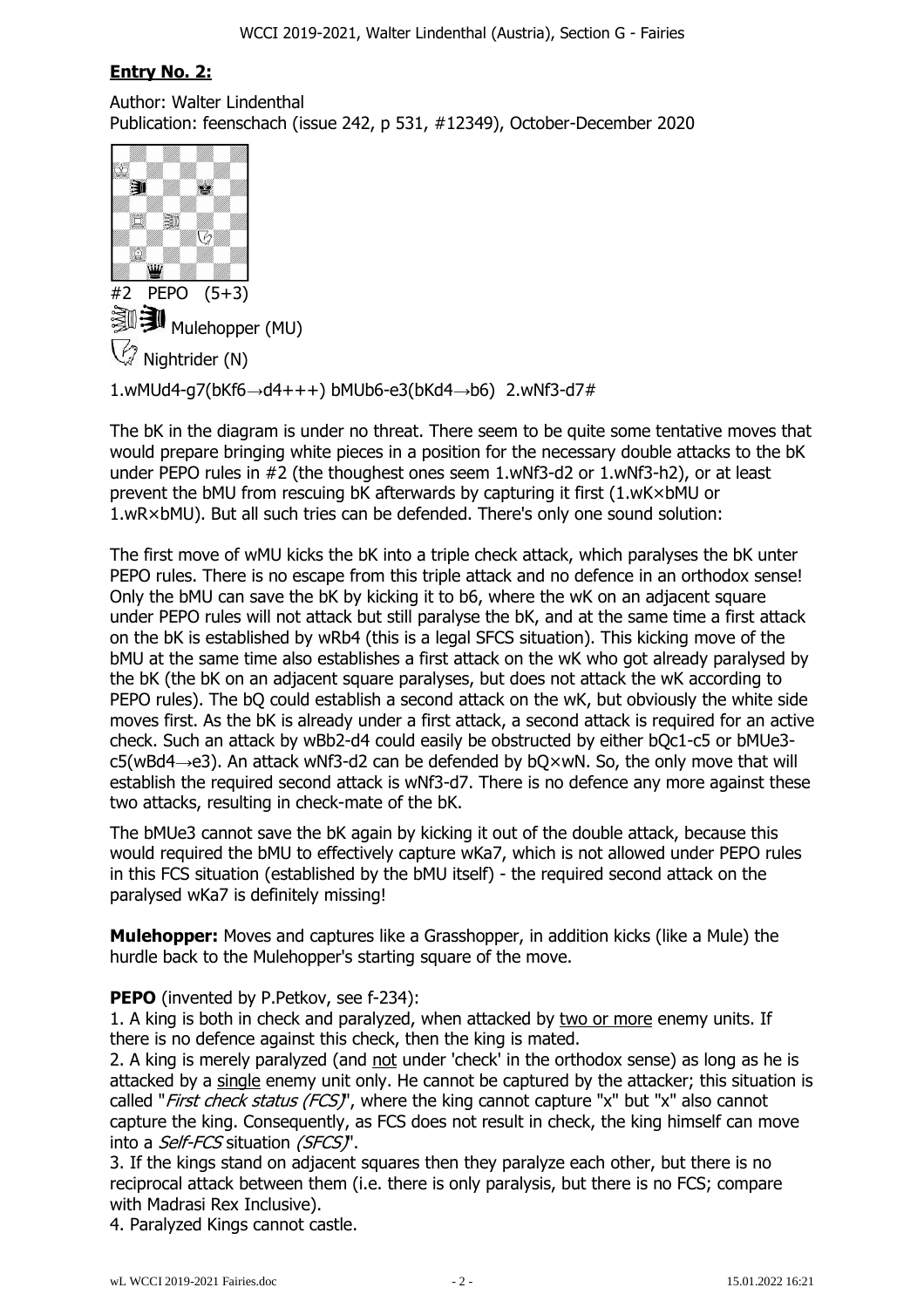## **Entry No. 2:**

Author: Walter Lindenthal
Publication: feenschach (issue 242, p 531, #12349), October-December 2020

#2 PEPO (5+3)

Mulehopper (MU)

Nightrider (N)

1.wMUd4-g7(bKf6→d4+++) bMUb6-e3(bKd4→b6) 2.wNf3-d7#

The bK in the diagram is under no threat. There seem to be quite some tentative moves that would prepare bringing white pieces in a position for the necessary double attacks to the bK under PEPO rules in #2 (the thoughest ones seem 1.wNf3-d2 or 1.wNf3-h2), or at least prevent the bMU from rescuing bK afterwards by capturing it first (1.wK×bMU or 1.wR×bMU). But all such tries can be defended. There's only one sound solution:

The first move of wMU kicks the bK into a triple check attack, which paralyses the bK unter PEPO rules. There is no escape from this triple attack and no defence in an orthodox sense! Only the bMU can save the bK by kicking it to b6, where the wK on an adjacent square under PEPO rules will not attack but still paralyse the bK, and at the same time a first attack on the bK is established by wRb4 (this is a legal SFCS situation). This kicking move of the bMU at the same time also establishes a first attack on the wK who got already paralysed by the bK (the bK on an adjacent square paralyses, but does not attack the wK according to PEPO rules). The bQ could establish a second attack on the wK, but obviously the white side moves first. As the bK is already under a first attack, a second attack is required for an active check. Such an attack by wBb2-d4 could easily be obstructed by either bQc1-c5 or bMUe3-c5(wBd4→e3). An attack wNf3-d2 can be defended by bQ×wN. So, the only move that will establish the required second attack is wNf3-d7. There is no defence any more against these two attacks, resulting in check-mate of the bK.

The bMUe3 cannot save the bK again by kicking it out of the double attack, because this would required the bMU to effectively capture wKa7, which is not allowed under PEPO rules in this FCS situation (established by the bMU itself) - the required second attack on the paralysed wKa7 is definitely missing!

**Mulehopper:** Moves and captures like a Grasshopper, in addition kicks (like a Mule) the hurdle back to the Mulehopper's starting square of the move.

**PEPO** (invented by P.Petkov, see f-234):

1. A king is both in check and paralyzed, when attacked by two or more enemy units. If there is no defence against this check, then the king is mated.
2. A king is merely paralyzed (and not under 'check' in the orthodox sense) as long as he is attacked by a single enemy unit only. He cannot be captured by the attacker; this situation is called "*First check status (FCS)*", where the king cannot capture "x" but "x" also cannot capture the king. Consequently, as FCS does not result in check, the king himself can move into a *Self-FCS* situation *(SFCS)*".
3. If the kings stand on adjacent squares then they paralyze each other, but there is no reciprocal attack between them (i.e. there is only paralysis, but there is no FCS; compare with Madrasi Rex Inclusive).
4. Paralyzed Kings cannot castle.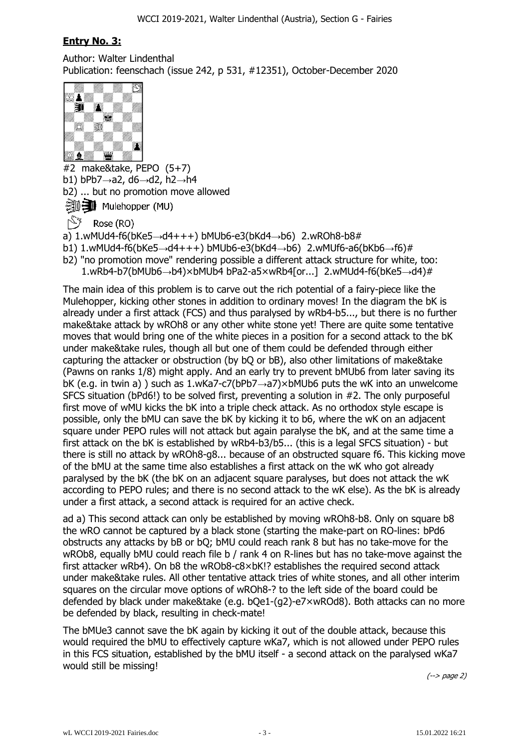## **Entry No. 3:**

Author: Walter Lindenthal
Publication: feenschach (issue 242, p 531, #12351), October-December 2020

#2 make&take, PEPO (5+7)
b1) bPb7→a2, d6→d2, h2→h4
b2) ... but no promotion move allowed

Mulehopper (MU)

Rose (RO)

a) 1.wMUd4-f6(bKe5→d4+++) bMUb6-e3(bKd4→b6) 2.wROh8-b8#
b1) 1.wMUd4-f6(bKe5→d4+++) bMUb6-e3(bKd4→b6) 2.wMUf6-a6(bKb6→f6)#
b2) "no promotion move" rendering possible a different attack structure for white, too:
1.wRb4-b7(bMUb6→b4)×bMUb4 bPa2-a5×wRb4[or...] 2.wMUd4-f6(bKe5→d4)#

The main idea of this problem is to carve out the rich potential of a fairy-piece like the Mulehopper, kicking other stones in addition to ordinary moves! In the diagram the bK is already under a first attack (FCS) and thus paralysed by wRb4-b5..., but there is no further make&take attack by wROh8 or any other white stone yet! There are quite some tentative moves that would bring one of the white pieces in a position for a second attack to the bK under make&take rules, though all but one of them could be defended through either capturing the attacker or obstruction (by bQ or bB), also other limitations of make&take (Pawns on ranks 1/8) might apply. And an early try to prevent bMUb6 from later saving its bK (e.g. in twin a) ) such as 1.wKa7-c7(bPb7→a7)×bMUb6 puts the wK into an unwelcome SFCS situation (bPd6!) to be solved first, preventing a solution in #2. The only purposeful first move of wMU kicks the bK into a triple check attack. As no orthodox style escape is possible, only the bMU can save the bK by kicking it to b6, where the wK on an adjacent square under PEPO rules will not attack but again paralyse the bK, and at the same time a first attack on the bK is established by wRb4-b3/b5... (this is a legal SFCS situation) - but there is still no attack by wROh8-g8... because of an obstructed square f6. This kicking move of the bMU at the same time also establishes a first attack on the wK who got already paralysed by the bK (the bK on an adjacent square paralyses, but does not attack the wK according to PEPO rules; and there is no second attack to the wK else). As the bK is already under a first attack, a second attack is required for an active check.

ad a) This second attack can only be established by moving wROh8-b8. Only on square b8 the wRO cannot be captured by a black stone (starting the make-part on RO-lines: bPd6 obstructs any attacks by bB or bQ; bMU could reach rank 8 but has no take-move for the wROb8, equally bMU could reach file b / rank 4 on R-lines but has no take-move against the first attacker wRb4). On b8 the wROb8-c8×bK!? establishes the required second attack under make&take rules. All other tentative attack tries of white stones, and all other interim squares on the circular move options of wROh8-? to the left side of the board could be defended by black under make&take (e.g. bQe1-(g2)-e7×wROd8). Both attacks can no more be defended by black, resulting in check-mate!

The bMUe3 cannot save the bK again by kicking it out of the double attack, because this would required the bMU to effectively capture wKa7, which is not allowed under PEPO rules in this FCS situation, established by the bMU itself - a second attack on the paralysed wKa7 would still be missing!

*(--> page 2)*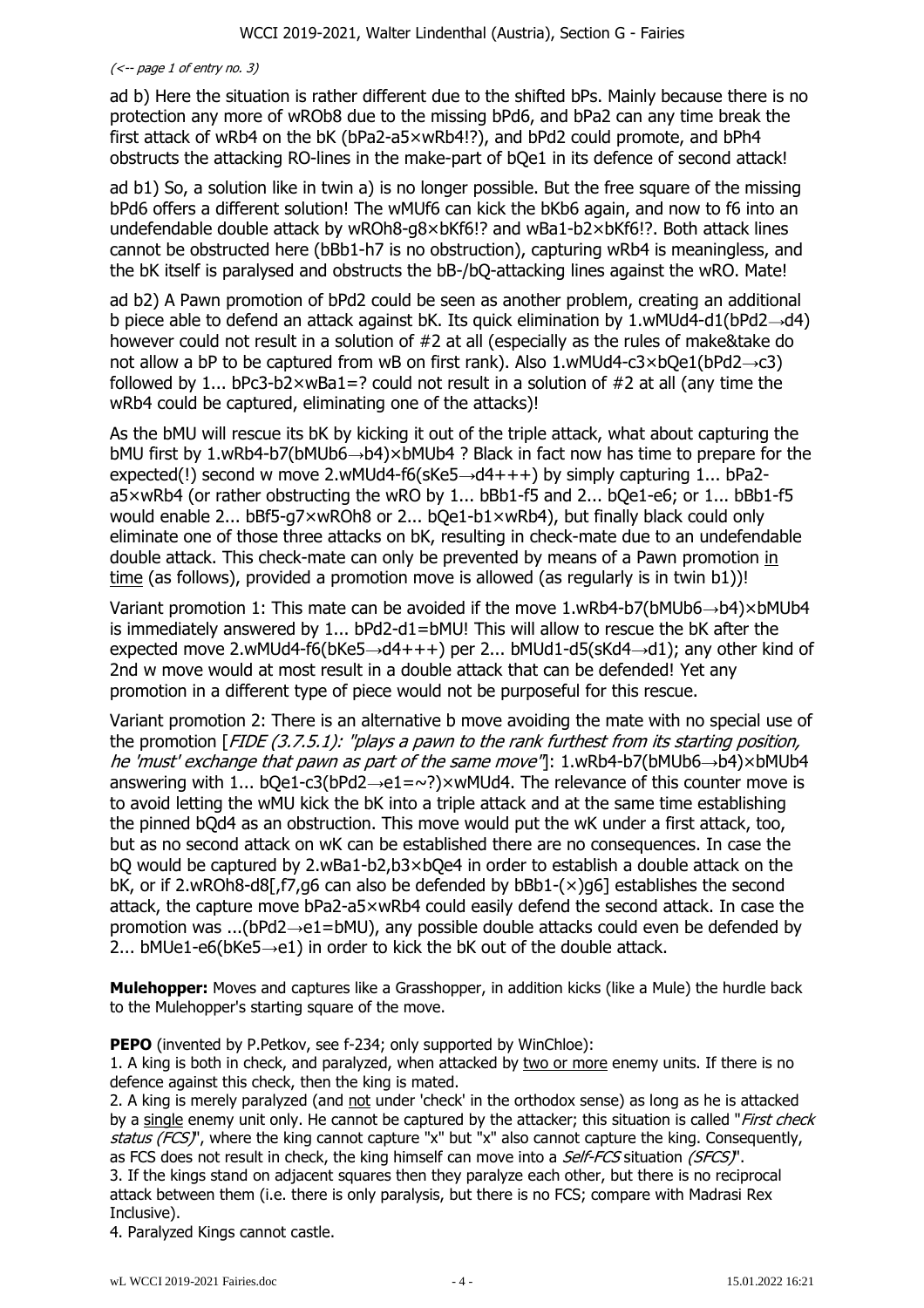(<-- page 1 of entry no. 3)

ad b) Here the situation is rather different due to the shifted bPs. Mainly because there is no protection any more of wROb8 due to the missing bPd6, and bPa2 can any time break the first attack of wRb4 on the bK (bPa2-a5×wRb4!?), and bPd2 could promote, and bPh4 obstructs the attacking RO-lines in the make-part of bQe1 in its defence of second attack!

ad b1) So, a solution like in twin a) is no longer possible. But the free square of the missing bPd6 offers a different solution! The wMUf6 can kick the bKb6 again, and now to f6 into an undefendable double attack by wROh8-g8×bKf6!? and wBa1-b2×bKf6!?. Both attack lines cannot be obstructed here (bBb1-h7 is no obstruction), capturing wRb4 is meaningless, and the bK itself is paralysed and obstructs the bB-/bQ-attacking lines against the wRO. Mate!

ad b2) A Pawn promotion of bPd2 could be seen as another problem, creating an additional b piece able to defend an attack against bK. Its quick elimination by 1.wMUd4-d1(bPd2→d4) however could not result in a solution of #2 at all (especially as the rules of make&take do not allow a bP to be captured from wB on first rank). Also 1.wMUd4-c3×bQe1(bPd2→c3) followed by 1... bPc3-b2×wBa1=? could not result in a solution of #2 at all (any time the wRb4 could be captured, eliminating one of the attacks)!

As the bMU will rescue its bK by kicking it out of the triple attack, what about capturing the bMU first by 1.wRb4-b7(bMUb6→b4)×bMUb4 ? Black in fact now has time to prepare for the expected(!) second w move 2.wMUd4-f6(sKe5→d4+++) by simply capturing 1... bPa2-a5×wRb4 (or rather obstructing the wRO by 1... bBb1-f5 and 2... bQe1-e6; or 1... bBb1-f5 would enable 2... bBf5-g7×wROh8 or 2... bQe1-b1×wRb4), but finally black could only eliminate one of those three attacks on bK, resulting in check-mate due to an undefendable double attack. This check-mate can only be prevented by means of a Pawn promotion <u>in time</u> (as follows), provided a promotion move is allowed (as regularly is in twin b1))!

Variant promotion 1: This mate can be avoided if the move 1.wRb4-b7(bMUb6→b4)×bMUb4 is immediately answered by 1... bPd2-d1=bMU! This will allow to rescue the bK after the expected move 2.wMUd4-f6(bKe5→d4+++) per 2... bMUd1-d5(sKd4→d1); any other kind of 2nd w move would at most result in a double attack that can be defended! Yet any promotion in a different type of piece would not be purposeful for this rescue.

Variant promotion 2: There is an alternative b move avoiding the mate with no special use of the promotion [*FIDE (3.7.5.1): "plays a pawn to the rank furthest from its starting position, he 'must' exchange that pawn as part of the same move"*]: 1.wRb4-b7(bMUb6→b4)×bMUb4 answering with 1... bQe1-c3(bPd2→e1=~?)×wMUd4. The relevance of this counter move is to avoid letting the wMU kick the bK into a triple attack and at the same time establishing the pinned bQd4 as an obstruction. This move would put the wK under a first attack, too, but as no second attack on wK can be established there are no consequences. In case the bQ would be captured by 2.wBa1-b2,b3×bQe4 in order to establish a double attack on the bK, or if 2.wROh8-d8[,f7,g6 can also be defended by bBb1-(×)g6] establishes the second attack, the capture move bPa2-a5×wRb4 could easily defend the second attack. In case the promotion was ...(bPd2→e1=bMU), any possible double attacks could even be defended by 2... bMUe1-e6(bKe5→e1) in order to kick the bK out of the double attack.

**Mulehopper:** Moves and captures like a Grasshopper, in addition kicks (like a Mule) the hurdle back to the Mulehopper's starting square of the move.

**PEPO** (invented by P.Petkov, see f-234; only supported by WinChloe):

1. A king is both in check, and paralyzed, when attacked by <u>two or more</u> enemy units. If there is no defence against this check, then the king is mated.
2. A king is merely paralyzed (and <u>not</u> under 'check' in the orthodox sense) as long as he is attacked by a <u>single</u> enemy unit only. He cannot be captured by the attacker; this situation is called "*First check status (FCS)*", where the king cannot capture "x" but "x" also cannot capture the king. Consequently, as FCS does not result in check, the king himself can move into a *Self-FCS* situation *(SFCS)*".
3. If the kings stand on adjacent squares then they paralyze each other, but there is no reciprocal attack between them (i.e. there is only paralysis, but there is no FCS; compare with Madrasi Rex Inclusive).
4. Paralyzed Kings cannot castle.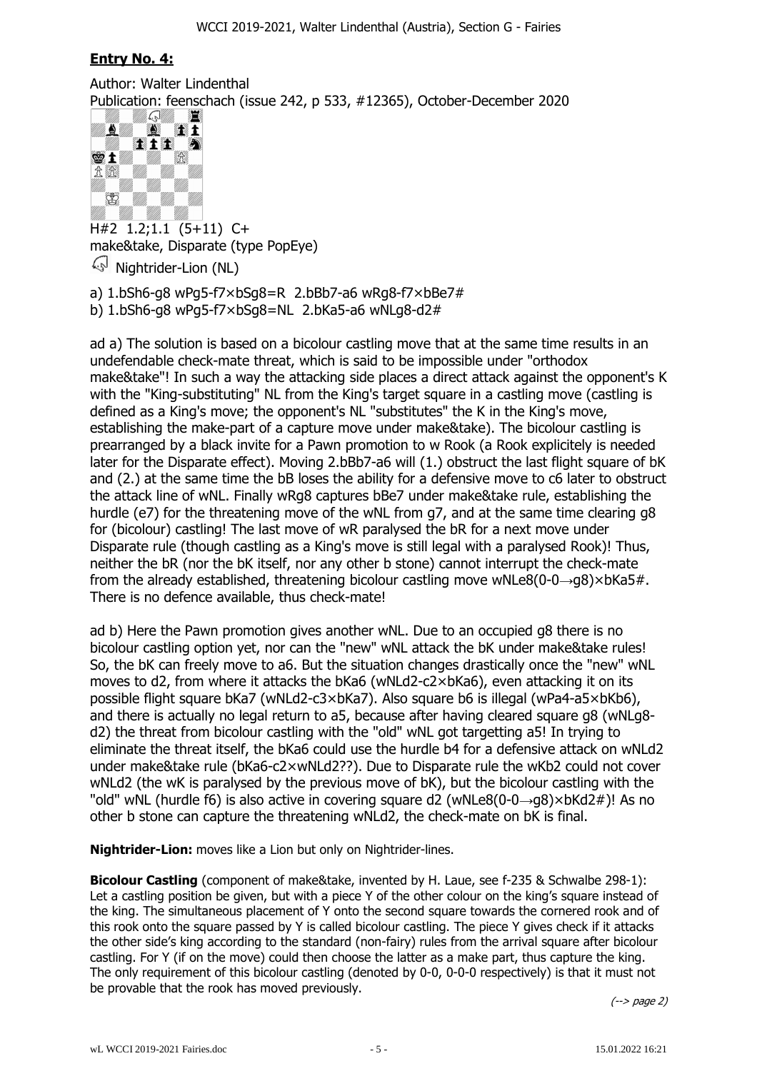## Entry No. 4:

Author: Walter Lindenthal
Publication: feenschach (issue 242, p 533, #12365), October-December 2020

H#2 1.2;1.1 (5+11) C+
make&take, Disparate (type PopEye)

Nightrider-Lion (NL)

a) 1.bSh6-g8 wPg5-f7×bSg8=R 2.bBb7-a6 wRg8-f7×bBe7#
b) 1.bSh6-g8 wPg5-f7×bSg8=NL 2.bKa5-a6 wNLg8-d2#

ad a) The solution is based on a bicolour castling move that at the same time results in an undefendable check-mate threat, which is said to be impossible under "orthodox make&take"! In such a way the attacking side places a direct attack against the opponent's K with the "King-substituting" NL from the King's target square in a castling move (castling is defined as a King's move; the opponent's NL "substitutes" the K in the King's move, establishing the make-part of a capture move under make&take). The bicolour castling is prearranged by a black invite for a Pawn promotion to w Rook (a Rook explicitely is needed later for the Disparate effect). Moving 2.bBb7-a6 will (1.) obstruct the last flight square of bK and (2.) at the same time the bB loses the ability for a defensive move to c6 later to obstruct the attack line of wNL. Finally wRg8 captures bBe7 under make&take rule, establishing the hurdle (e7) for the threatening move of the wNL from g7, and at the same time clearing g8 for (bicolour) castling! The last move of wR paralysed the bR for a next move under Disparate rule (though castling as a King's move is still legal with a paralysed Rook)! Thus, neither the bR (nor the bK itself, nor any other b stone) cannot interrupt the check-mate from the already established, threatening bicolour castling move wNLe8(0-0→g8)×bKa5#. There is no defence available, thus check-mate!

ad b) Here the Pawn promotion gives another wNL. Due to an occupied g8 there is no bicolour castling option yet, nor can the "new" wNL attack the bK under make&take rules! So, the bK can freely move to a6. But the situation changes drastically once the "new" wNL moves to d2, from where it attacks the bKa6 (wNLd2-c2×bKa6), even attacking it on its possible flight square bKa7 (wNLd2-c3×bKa7). Also square b6 is illegal (wPa4-a5×bKb6), and there is actually no legal return to a5, because after having cleared square g8 (wNLg8-d2) the threat from bicolour castling with the "old" wNL got targetting a5! In trying to eliminate the threat itself, the bKa6 could use the hurdle b4 for a defensive attack on wNLd2 under make&take rule (bKa6-c2×wNLd2??). Due to Disparate rule the wKb2 could not cover wNLd2 (the wK is paralysed by the previous move of bK), but the bicolour castling with the "old" wNL (hurdle f6) is also active in covering square d2 (wNLe8(0-0→g8)×bKd2#)! As no other b stone can capture the threatening wNLd2, the check-mate on bK is final.

**Nightrider-Lion:** moves like a Lion but only on Nightrider-lines.

**Bicolour Castling** (component of make&take, invented by H. Laue, see f-235 & Schwalbe 298-1): Let a castling position be given, but with a piece Y of the other colour on the king's square instead of the king. The simultaneous placement of Y onto the second square towards the cornered rook and of this rook onto the square passed by Y is called bicolour castling. The piece Y gives check if it attacks the other side's king according to the standard (non-fairy) rules from the arrival square after bicolour castling. For Y (if on the move) could then choose the latter as a make part, thus capture the king. The only requirement of this bicolour castling (denoted by 0-0, 0-0-0 respectively) is that it must not be provable that the rook has moved previously.

*(--> page 2)*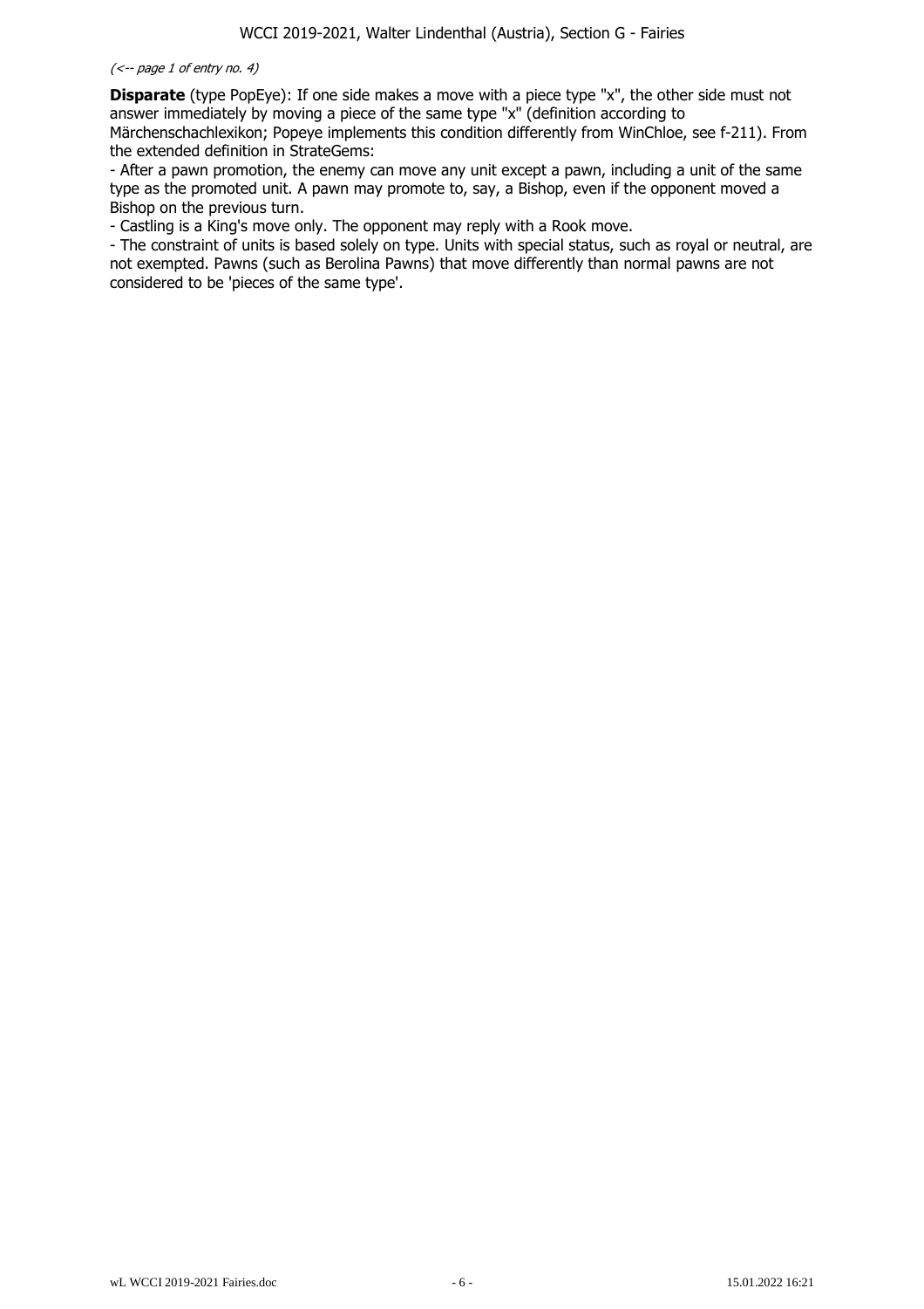*(<-- page 1 of entry no. 4)*

**Disparate** (type PopEye): If one side makes a move with a piece type "x", the other side must not answer immediately by moving a piece of the same type "x" (definition according to Märchenschachlexikon; Popeye implements this condition differently from WinChloe, see f-211). From the extended definition in StrateGems:

- After a pawn promotion, the enemy can move any unit except a pawn, including a unit of the same type as the promoted unit. A pawn may promote to, say, a Bishop, even if the opponent moved a Bishop on the previous turn.
- Castling is a King's move only. The opponent may reply with a Rook move.
- The constraint of units is based solely on type. Units with special status, such as royal or neutral, are not exempted. Pawns (such as Berolina Pawns) that move differently than normal pawns are not considered to be 'pieces of the same type'.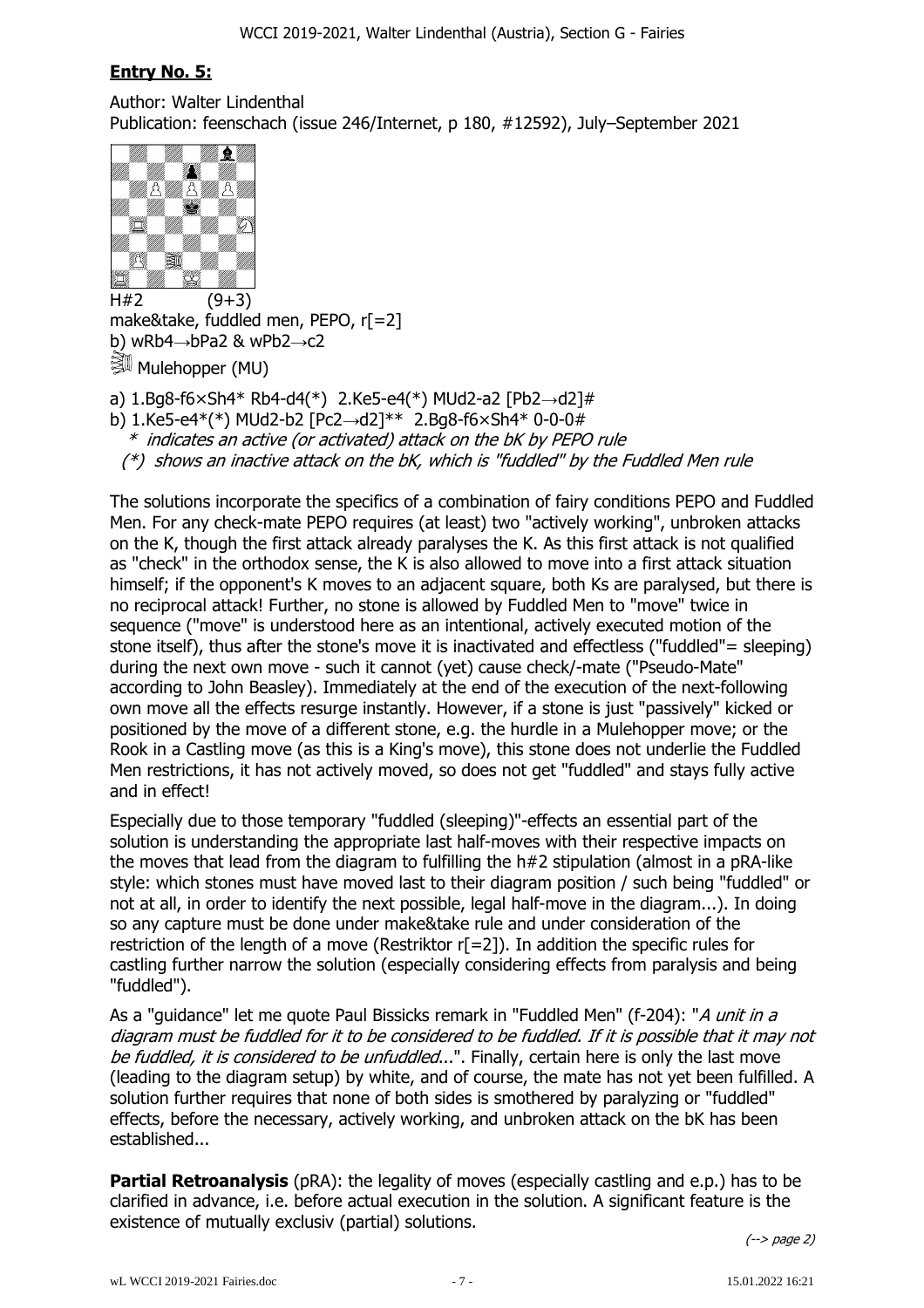## **Entry No. 5:**

Author: Walter Lindenthal
Publication: feenschach (issue 246/Internet, p 180, #12592), July–September 2021

H#2 (9+3)
make&take, fuddled men, PEPO, r[=2]
b) wRb4→bPa2 & wPb2→c2
Mulehopper (MU)

a) 1.Bg8-f6×Sh4* Rb4-d4(*) 2.Ke5-e4(*) MUd2-a2 [Pb2→d2]#
b) 1.Ke5-e4*(*) MUd2-b2 [Pc2→d2]** 2.Bg8-f6×Sh4* 0-0-0#
*\* indicates an active (or activated) attack on the bK by PEPO rule*
*(\*) shows an inactive attack on the bK, which is "fuddled" by the Fuddled Men rule*

The solutions incorporate the specifics of a combination of fairy conditions PEPO and Fuddled Men. For any check-mate PEPO requires (at least) two "actively working", unbroken attacks on the K, though the first attack already paralyses the K. As this first attack is not qualified as "check" in the orthodox sense, the K is also allowed to move into a first attack situation himself; if the opponent's K moves to an adjacent square, both Ks are paralysed, but there is no reciprocal attack! Further, no stone is allowed by Fuddled Men to "move" twice in sequence ("move" is understood here as an intentional, actively executed motion of the stone itself), thus after the stone's move it is inactivated and effectless ("fuddled"= sleeping) during the next own move - such it cannot (yet) cause check/-mate ("Pseudo-Mate" according to John Beasley). Immediately at the end of the execution of the next-following own move all the effects resurge instantly. However, if a stone is just "passively" kicked or positioned by the move of a different stone, e.g. the hurdle in a Mulehopper move; or the Rook in a Castling move (as this is a King's move), this stone does not underlie the Fuddled Men restrictions, it has not actively moved, so does not get "fuddled" and stays fully active and in effect!

Especially due to those temporary "fuddled (sleeping)"-effects an essential part of the solution is understanding the appropriate last half-moves with their respective impacts on the moves that lead from the diagram to fulfilling the h#2 stipulation (almost in a pRA-like style: which stones must have moved last to their diagram position / such being "fuddled" or not at all, in order to identify the next possible, legal half-move in the diagram...). In doing so any capture must be done under make&take rule and under consideration of the restriction of the length of a move (Restriktor r[=2]). In addition the specific rules for castling further narrow the solution (especially considering effects from paralysis and being "fuddled").

As a "guidance" let me quote Paul Bissicks remark in "Fuddled Men" (f-204): "*A unit in a diagram must be fuddled for it to be considered to be fuddled. If it is possible that it may not be fuddled, it is considered to be unfuddled*...". Finally, certain here is only the last move (leading to the diagram setup) by white, and of course, the mate has not yet been fulfilled. A solution further requires that none of both sides is smothered by paralyzing or "fuddled" effects, before the necessary, actively working, and unbroken attack on the bK has been established...

**Partial Retroanalysis** (pRA): the legality of moves (especially castling and e.p.) has to be clarified in advance, i.e. before actual execution in the solution. A significant feature is the existence of mutually exclusiv (partial) solutions.

(--> page 2)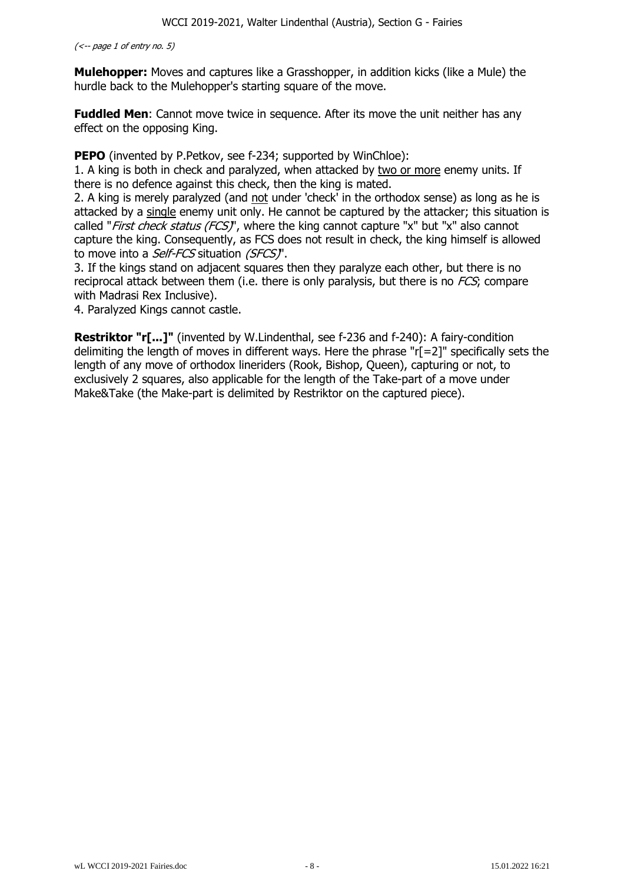*(<-- page 1 of entry no. 5)*

**Mulehopper:** Moves and captures like a Grasshopper, in addition kicks (like a Mule) the hurdle back to the Mulehopper's starting square of the move.

**Fuddled Men**: Cannot move twice in sequence. After its move the unit neither has any effect on the opposing King.

**PEPO** (invented by P.Petkov, see f-234; supported by WinChloe):

1. A king is both in check and paralyzed, when attacked by two or more enemy units. If there is no defence against this check, then the king is mated.
2. A king is merely paralyzed (and not under 'check' in the orthodox sense) as long as he is attacked by a single enemy unit only. He cannot be captured by the attacker; this situation is called "*First check status (FCS)*", where the king cannot capture "x" but "x" also cannot capture the king. Consequently, as FCS does not result in check, the king himself is allowed to move into a *Self-FCS* situation *(SFCS)*".
3. If the kings stand on adjacent squares then they paralyze each other, but there is no reciprocal attack between them (i.e. there is only paralysis, but there is no *FCS*; compare with Madrasi Rex Inclusive).
4. Paralyzed Kings cannot castle.

**Restriktor "r[...]"** (invented by W.Lindenthal, see f-236 and f-240): A fairy-condition delimiting the length of moves in different ways. Here the phrase "r[=2]" specifically sets the length of any move of orthodox lineriders (Rook, Bishop, Queen), capturing or not, to exclusively 2 squares, also applicable for the length of the Take-part of a move under Make&Take (the Make-part is delimited by Restriktor on the captured piece).